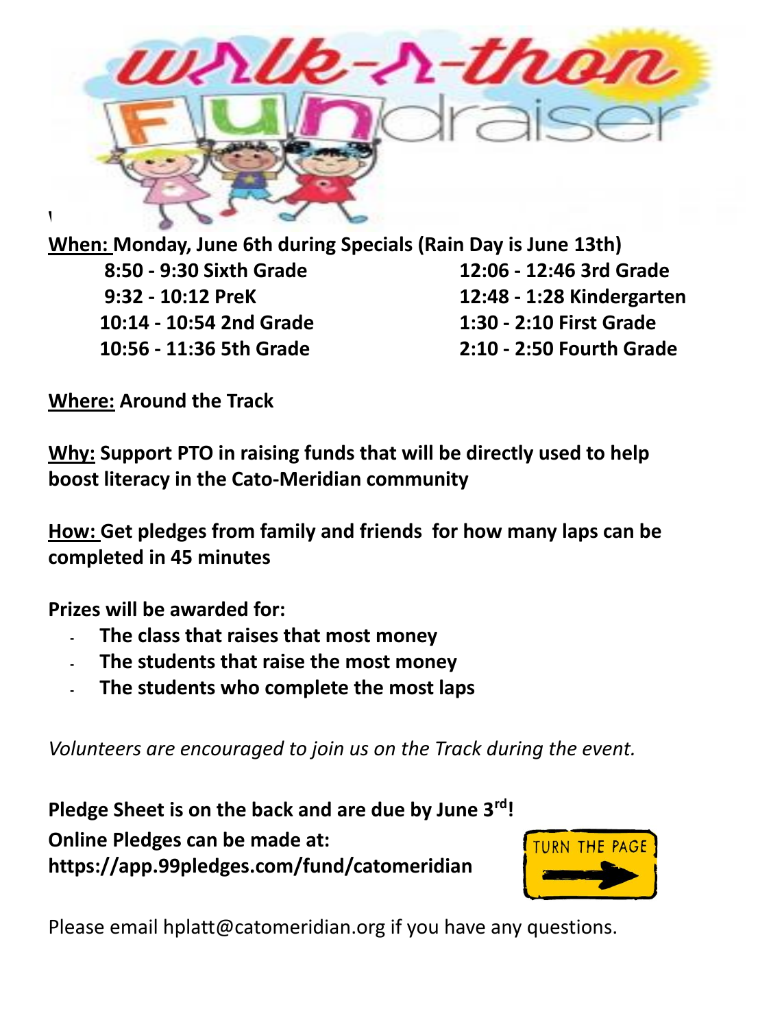# Walk-A-Thon FUNdraiser

**When:** **Monday, June 6th during Specials (Rain Day is June 13th)**

**8:50 - 9:30 Sixth Grade**
**9:32 - 10:12 PreK**
**10:14 - 10:54 2nd Grade**
**10:56 - 11:36 5th Grade**
**12:06 - 12:46 3rd Grade**
**12:48 - 1:28 Kindergarten**
**1:30 - 2:10 First Grade**
**2:10 - 2:50 Fourth Grade**

**Where:** **Around the Track**

**Why:** **Support PTO in raising funds that will be directly used to help boost literacy in the Cato-Meridian community**

**How:** **Get pledges from family and friends for how many laps can be completed in 45 minutes**

**Prizes will be awarded for:**

- **The class that raises that most money**
- **The students that raise the most money**
- **The students who complete the most laps**

*Volunteers are encouraged to join us on the Track during the event.*

**Pledge Sheet is on the back and are due by June 3rd!**

**Online Pledges can be made at:**
**https://app.99pledges.com/fund/catomeridian**

TURN THE PAGE

Please email hplatt@catomeridian.org if you have any questions.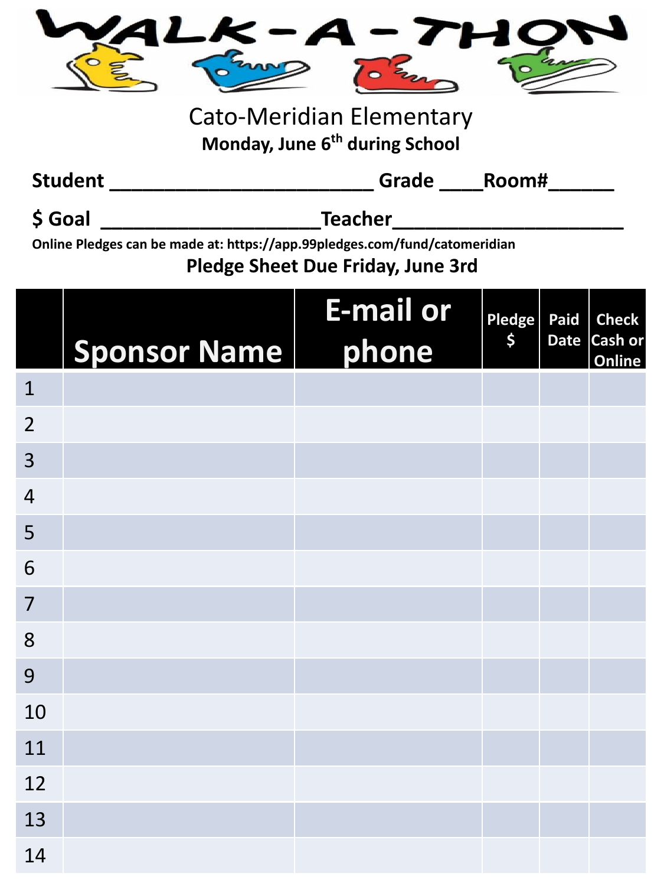# WALK-A-THON

## Cato-Meridian Elementary

**Monday, June 6th during School**

**Student** ________________________ **Grade** ____**Room#**______

**$ Goal** ____________________**Teacher**_____________________

**Online Pledges can be made at: https://app.99pledges.com/fund/catomeridian**

**Pledge Sheet Due Friday, June 3rd**

| | Sponsor Name | E-mail or phone | Pledge $ | Paid Date | Check Cash or Online |
|---|---|---|---|---|---|
| 1 | | | | | |
| 2 | | | | | |
| 3 | | | | | |
| 4 | | | | | |
| 5 | | | | | |
| 6 | | | | | |
| 7 | | | | | |
| 8 | | | | | |
| 9 | | | | | |
| 10 | | | | | |
| 11 | | | | | |
| 12 | | | | | |
| 13 | | | | | |
| 14 | | | | | |